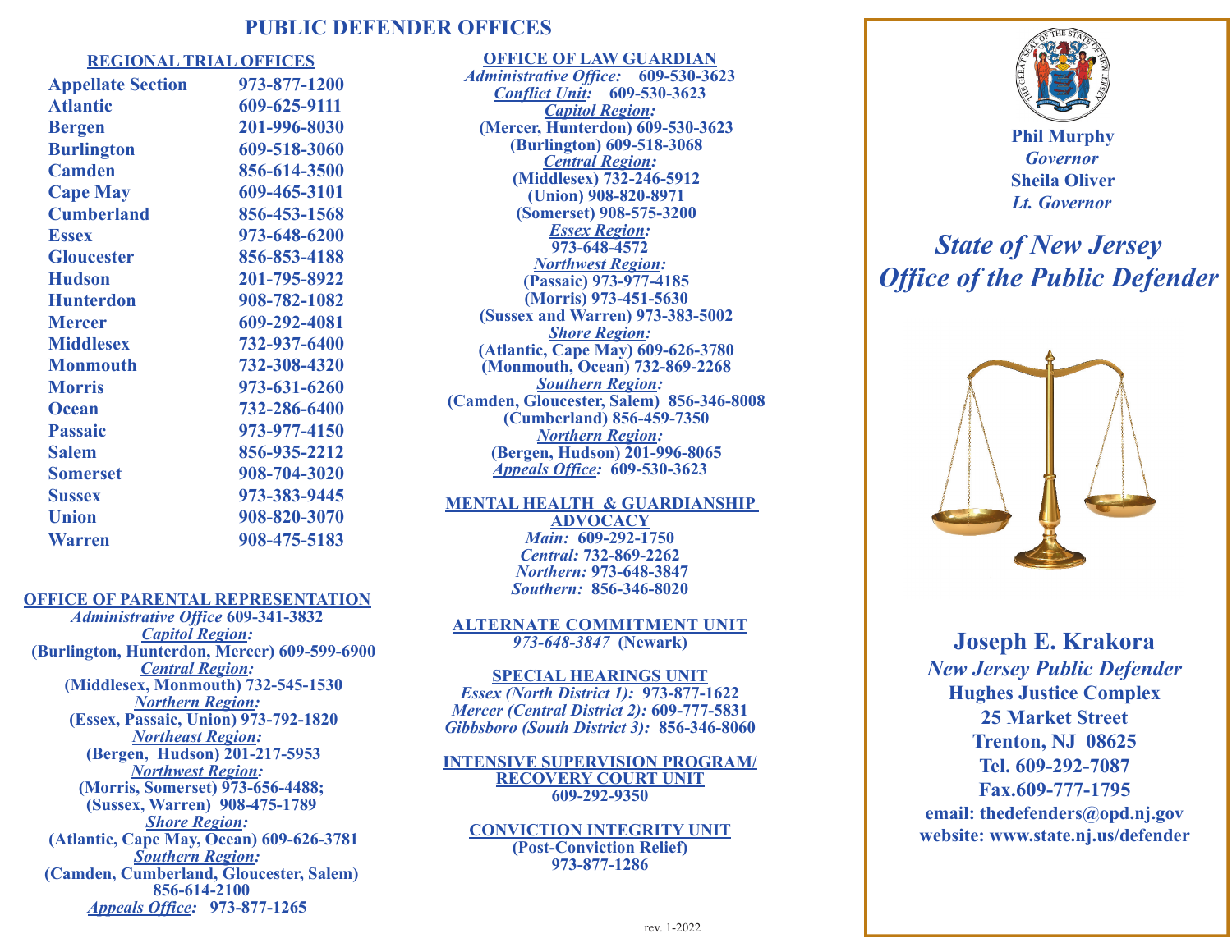# PUBLIC DEFENDER OFFICES

## REGIONAL TRIAL OFFICES

| Office | Phone |
|---|---|
| Appellate Section | 973-877-1200 |
| Atlantic | 609-625-9111 |
| Bergen | 201-996-8030 |
| Burlington | 609-518-3060 |
| Camden | 856-614-3500 |
| Cape May | 609-465-3101 |
| Cumberland | 856-453-1568 |
| Essex | 973-648-6200 |
| Gloucester | 856-853-4188 |
| Hudson | 201-795-8922 |
| Hunterdon | 908-782-1082 |
| Mercer | 609-292-4081 |
| Middlesex | 732-937-6400 |
| Monmouth | 732-308-4320 |
| Morris | 973-631-6260 |
| Ocean | 732-286-6400 |
| Passaic | 973-977-4150 |
| Salem | 856-935-2212 |
| Somerset | 908-704-3020 |
| Sussex | 973-383-9445 |
| Union | 908-820-3070 |
| Warren | 908-475-5183 |

## OFFICE OF PARENTAL REPRESENTATION

*Administrative Office* **609-341-3832**

*Capitol Region:*
**(Burlington, Hunterdon, Mercer) 609-599-6900**

*Central Region:*
**(Middlesex, Monmouth) 732-545-1530**

*Northern Region:*
**(Essex, Passaic, Union) 973-792-1820**

*Northeast Region:*
**(Bergen, Hudson) 201-217-5953**

*Northwest Region:*
**(Morris, Somerset) 973-656-4488;**
**(Sussex, Warren) 908-475-1789**

*Shore Region:*
**(Atlantic, Cape May, Ocean) 609-626-3781**

*Southern Region:*
**(Camden, Cumberland, Gloucester, Salem) 856-614-2100**

*Appeals Office:* **973-877-1265**

## OFFICE OF LAW GUARDIAN

*Administrative Office:* **609-530-3623**

*Conflict Unit:* **609-530-3623**

*Capitol Region:*
**(Mercer, Hunterdon) 609-530-3623**
**(Burlington) 609-518-3068**

*Central Region:*
**(Middlesex) 732-246-5912**
**(Union) 908-820-8971**
**(Somerset) 908-575-3200**

*Essex Region:*
**973-648-4572**

*Northwest Region:*
**(Passaic) 973-977-4185**
**(Morris) 973-451-5630**
**(Sussex and Warren) 973-383-5002**

*Shore Region:*
**(Atlantic, Cape May) 609-626-3780**
**(Monmouth, Ocean) 732-869-2268**

*Southern Region:*
**(Camden, Gloucester, Salem) 856-346-8008**
**(Cumberland) 856-459-7350**

*Northern Region:*
**(Bergen, Hudson) 201-996-8065**

*Appeals Office:* **609-530-3623**

## MENTAL HEALTH & GUARDIANSHIP ADVOCACY

*Main:* **609-292-1750**
*Central:* **732-869-2262**
*Northern:* **973-648-3847**
*Southern:* **856-346-8020**

## ALTERNATE COMMITMENT UNIT

*973-648-3847* **(Newark)**

## SPECIAL HEARINGS UNIT

*Essex (North District 1):* **973-877-1622**
*Mercer (Central District 2):* **609-777-5831**
*Gibbsboro (South District 3):* **856-346-8060**

## INTENSIVE SUPERVISION PROGRAM/ RECOVERY COURT UNIT

**609-292-9350**

## CONVICTION INTEGRITY UNIT

**(Post-Conviction Relief)**
**973-877-1286**

rev. 1-2022

---

**Phil Murphy**
*Governor*
**Sheila Oliver**
*Lt. Governor*

# *State of New Jersey Office of the Public Defender*

**Joseph E. Krakora**
*New Jersey Public Defender*
**Hughes Justice Complex**
**25 Market Street**
**Trenton, NJ 08625**
**Tel. 609-292-7087**
**Fax.609-777-1795**
**email: thedefenders@opd.nj.gov**
**website: www.state.nj.us/defender**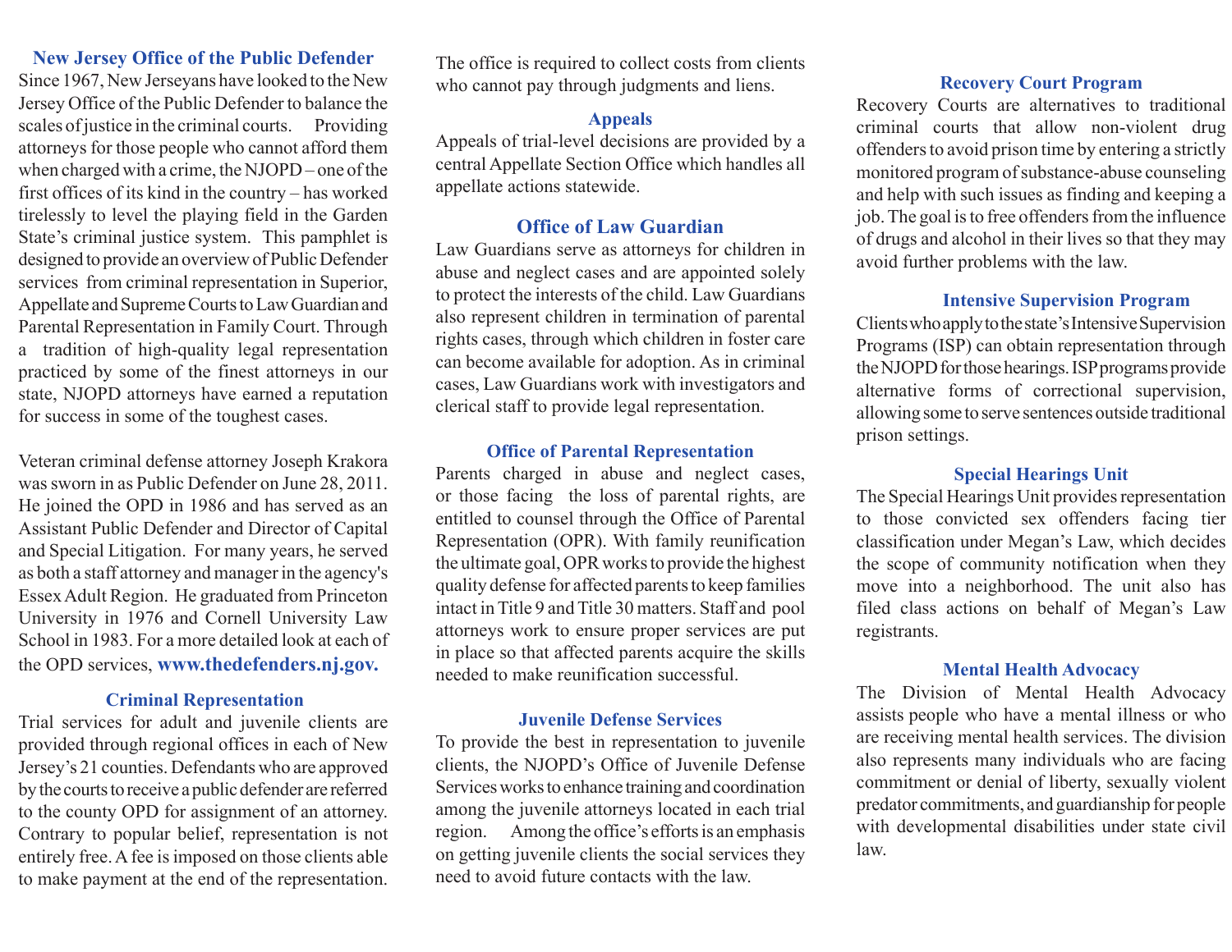## New Jersey Office of the Public Defender

Since 1967, New Jerseyans have looked to the New Jersey Office of the Public Defender to balance the scales of justice in the criminal courts. Providing attorneys for those people who cannot afford them when charged with a crime, the NJOPD – one of the first offices of its kind in the country – has worked tirelessly to level the playing field in the Garden State's criminal justice system. This pamphlet is designed to provide an overview of Public Defender services from criminal representation in Superior, Appellate and Supreme Courts to Law Guardian and Parental Representation in Family Court. Through a tradition of high-quality legal representation practiced by some of the finest attorneys in our state, NJOPD attorneys have earned a reputation for success in some of the toughest cases.

Veteran criminal defense attorney Joseph Krakora was sworn in as Public Defender on June 28, 2011. He joined the OPD in 1986 and has served as an Assistant Public Defender and Director of Capital and Special Litigation. For many years, he served as both a staff attorney and manager in the agency's Essex Adult Region. He graduated from Princeton University in 1976 and Cornell University Law School in 1983. For a more detailed look at each of the OPD services, **www.thedefenders.nj.gov.**

### Criminal Representation

Trial services for adult and juvenile clients are provided through regional offices in each of New Jersey's 21 counties. Defendants who are approved by the courts to receive a public defender are referred to the county OPD for assignment of an attorney. Contrary to popular belief, representation is not entirely free. A fee is imposed on those clients able to make payment at the end of the representation. The office is required to collect costs from clients who cannot pay through judgments and liens.

### Appeals

Appeals of trial-level decisions are provided by a central Appellate Section Office which handles all appellate actions statewide.

### Office of Law Guardian

Law Guardians serve as attorneys for children in abuse and neglect cases and are appointed solely to protect the interests of the child. Law Guardians also represent children in termination of parental rights cases, through which children in foster care can become available for adoption. As in criminal cases, Law Guardians work with investigators and clerical staff to provide legal representation.

### Office of Parental Representation

Parents charged in abuse and neglect cases, or those facing the loss of parental rights, are entitled to counsel through the Office of Parental Representation (OPR). With family reunification the ultimate goal, OPR works to provide the highest quality defense for affected parents to keep families intact in Title 9 and Title 30 matters. Staff and pool attorneys work to ensure proper services are put in place so that affected parents acquire the skills needed to make reunification successful.

### Juvenile Defense Services

To provide the best in representation to juvenile clients, the NJOPD's Office of Juvenile Defense Services works to enhance training and coordination among the juvenile attorneys located in each trial region. Among the office's efforts is an emphasis on getting juvenile clients the social services they need to avoid future contacts with the law.

### Recovery Court Program

Recovery Courts are alternatives to traditional criminal courts that allow non-violent drug offenders to avoid prison time by entering a strictly monitored program of substance-abuse counseling and help with such issues as finding and keeping a job. The goal is to free offenders from the influence of drugs and alcohol in their lives so that they may avoid further problems with the law.

### Intensive Supervision Program

Clients who apply to the state's Intensive Supervision Programs (ISP) can obtain representation through the NJOPD for those hearings. ISP programs provide alternative forms of correctional supervision, allowing some to serve sentences outside traditional prison settings.

### Special Hearings Unit

The Special Hearings Unit provides representation to those convicted sex offenders facing tier classification under Megan's Law, which decides the scope of community notification when they move into a neighborhood. The unit also has filed class actions on behalf of Megan's Law registrants.

### Mental Health Advocacy

The Division of Mental Health Advocacy assists people who have a mental illness or who are receiving mental health services. The division also represents many individuals who are facing commitment or denial of liberty, sexually violent predator commitments, and guardianship for people with developmental disabilities under state civil law.